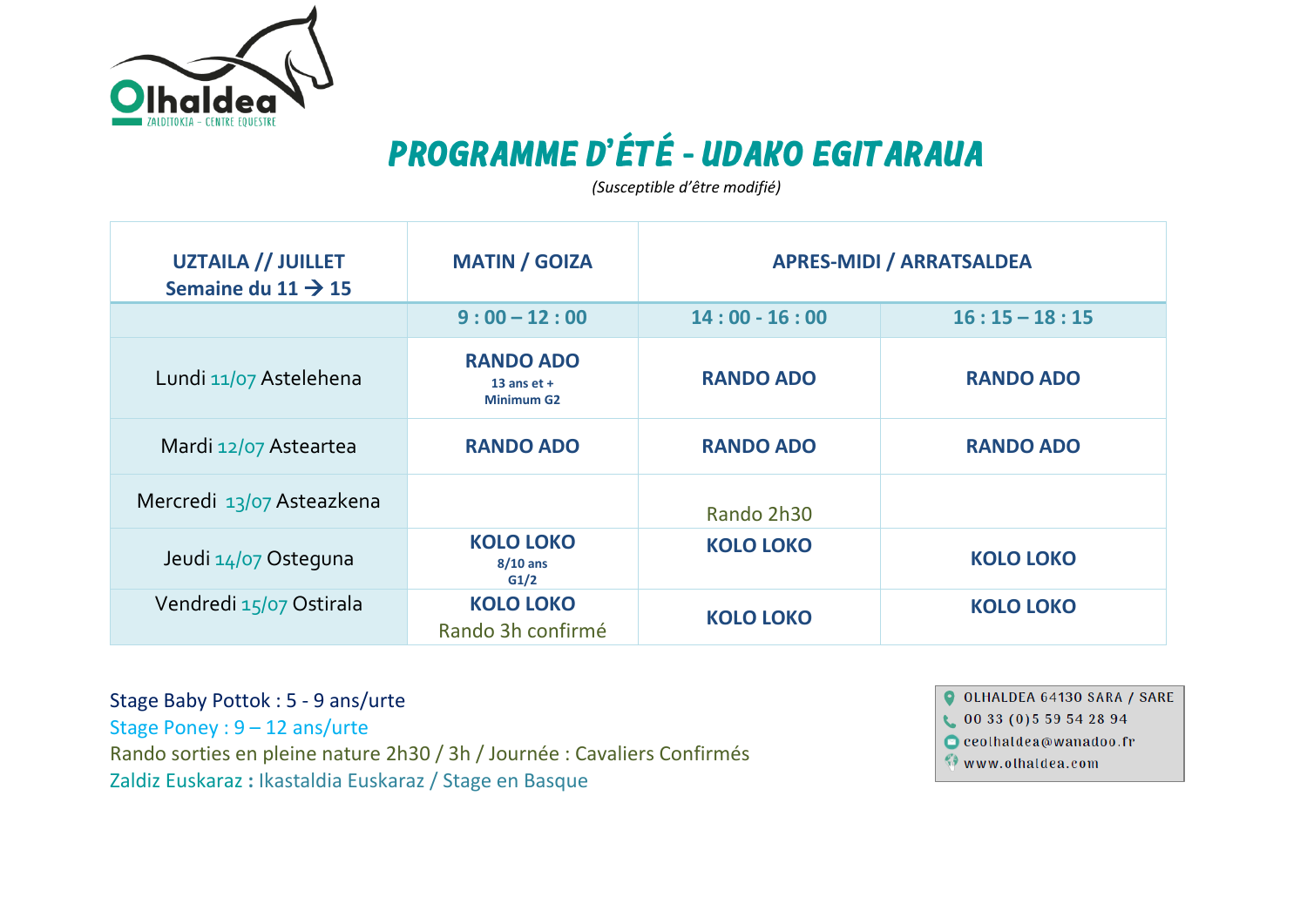Olhaldea
ZALDITOKIA – CENTRE EQUESTRE

# PROGRAMME D'ÉTÉ - UDAKO EGITARAUA

*(Susceptible d'être modifié)*

| UZTAILA // JUILLET Semaine du 11 → 15 | MATIN / GOIZA | APRES-MIDI / ARRATSALDEA | |
|---|---|---|---|
| | 9 : 00 – 12 : 00 | 14 : 00 - 16 : 00 | 16 : 15 – 18 : 15 |
| Lundi 11/07 Astelehena | **RANDO ADO** 13 ans et + Minimum G2 | **RANDO ADO** | **RANDO ADO** |
| Mardi 12/07 Asteartea | **RANDO ADO** | **RANDO ADO** | **RANDO ADO** |
| Mercredi 13/07 Asteazkena | | Rando 2h30 | |
| Jeudi 14/07 Osteguna | **KOLO LOKO** 8/10 ans G1/2 | **KOLO LOKO** | **KOLO LOKO** |
| Vendredi 15/07 Ostirala | **KOLO LOKO** Rando 3h confirmé | **KOLO LOKO** | **KOLO LOKO** |

Stage Baby Pottok : 5 - 9 ans/urte
Stage Poney : 9 – 12 ans/urte
Rando sorties en pleine nature 2h30 / 3h / Journée : Cavaliers Confirmés
Zaldiz Euskaraz : Ikastaldia Euskaraz / Stage en Basque

OLHALDEA 64130 SARA / SARE
00 33 (0)5 59 54 28 94
ceolhaldea@wanadoo.fr
www.olhaldea.com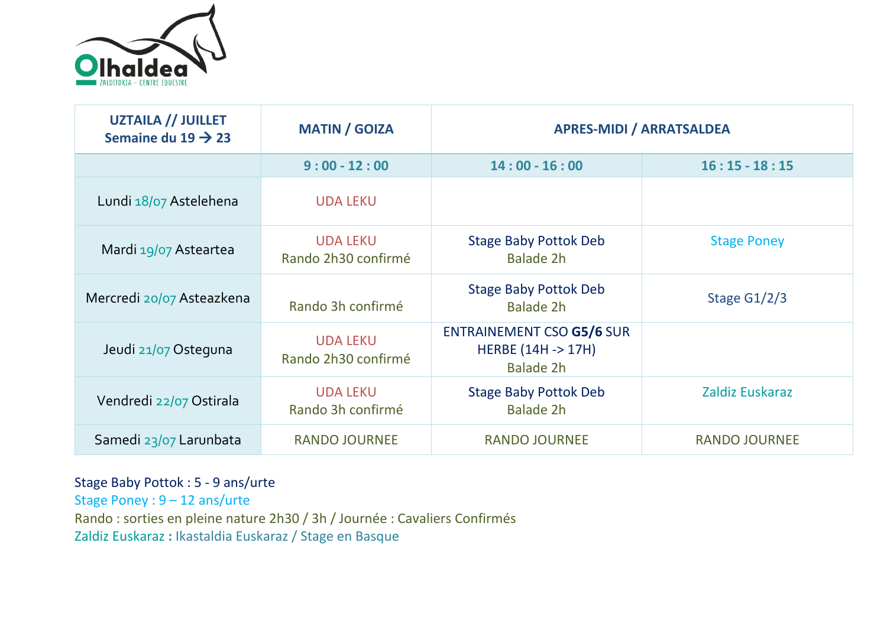Olhaldea
ZALDITOKIA – CENTRE EQUESTRE

| UZTAILA // JUILLET Semaine du 19 → 23 | MATIN / GOIZA | APRES-MIDI / ARRATSALDEA | |
|---|---|---|---|
| | 9 : 00 - 12 : 00 | 14 : 00 - 16 : 00 | 16 : 15 - 18 : 15 |
| Lundi 18/07 Astelehena | UDA LEKU | | |
| Mardi 19/07 Asteartea | UDA LEKU<br>Rando 2h30 confirmé | Stage Baby Pottok Deb<br>Balade 2h | Stage Poney |
| Mercredi 20/07 Asteazkena | Rando 3h confirmé | Stage Baby Pottok Deb<br>Balade 2h | Stage G1/2/3 |
| Jeudi 21/07 Osteguna | UDA LEKU<br>Rando 2h30 confirmé | ENTRAINEMENT CSO **G5/6** SUR HERBE (14H -> 17H)<br>Balade 2h | |
| Vendredi 22/07 Ostirala | UDA LEKU<br>Rando 3h confirmé | Stage Baby Pottok Deb<br>Balade 2h | Zaldiz Euskaraz |
| Samedi 23/07 Larunbata | RANDO JOURNEE | RANDO JOURNEE | RANDO JOURNEE |

Stage Baby Pottok : 5 - 9 ans/urte
Stage Poney : 9 – 12 ans/urte
Rando : sorties en pleine nature 2h30 / 3h / Journée : Cavaliers Confirmés
Zaldiz Euskaraz **:** Ikastaldia Euskaraz / Stage en Basque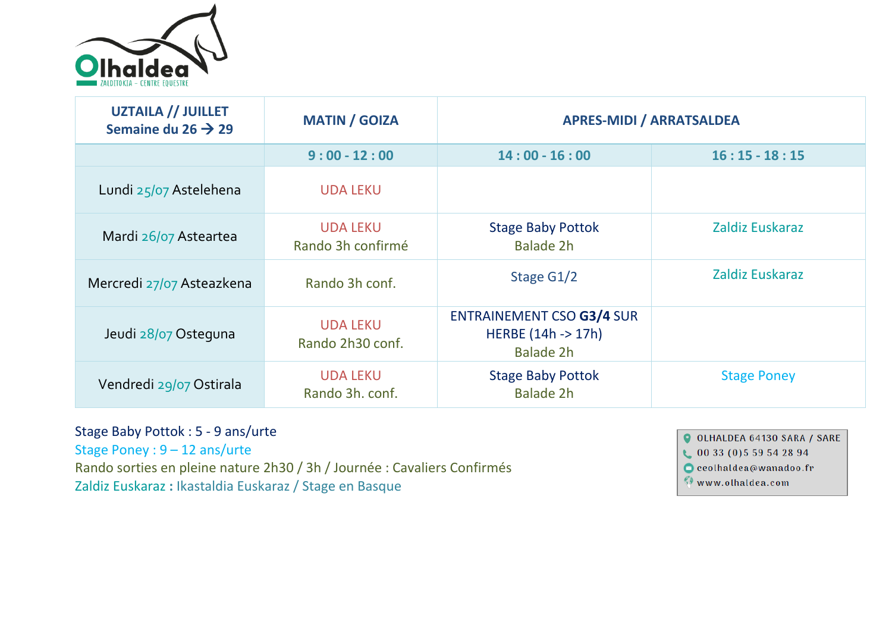Olhaldea
ZALDITOKIA – CENTRE EQUESTRE

| UZTAILA // JUILLET Semaine du 26 → 29 | MATIN / GOIZA | APRES-MIDI / ARRATSALDEA | |
|---|---|---|---|
| | 9 : 00 - 12 : 00 | 14 : 00 - 16 : 00 | 16 : 15 - 18 : 15 |
| Lundi 25/07 Astelehena | UDA LEKU | | |
| Mardi 26/07 Asteartea | UDA LEKU<br>Rando 3h confirmé | Stage Baby Pottok<br>Balade 2h | Zaldiz Euskaraz |
| Mercredi 27/07 Asteazkena | Rando 3h conf. | Stage G1/2 | Zaldiz Euskaraz |
| Jeudi 28/07 Osteguna | UDA LEKU<br>Rando 2h30 conf. | ENTRAINEMENT CSO **G3/4** SUR HERBE (14h -> 17h)<br>Balade 2h | |
| Vendredi 29/07 Ostirala | UDA LEKU<br>Rando 3h. conf. | Stage Baby Pottok<br>Balade 2h | Stage Poney |

Stage Baby Pottok : 5 - 9 ans/urte
Stage Poney : 9 – 12 ans/urte
Rando sorties en pleine nature 2h30 / 3h / Journée : Cavaliers Confirmés
Zaldiz Euskaraz **:** Ikastaldia Euskaraz / Stage en Basque

OLHALDEA 64130 SARA / SARE
00 33 (0)5 59 54 28 94
ceolhaldea@wanadoo.fr
www.olhaldea.com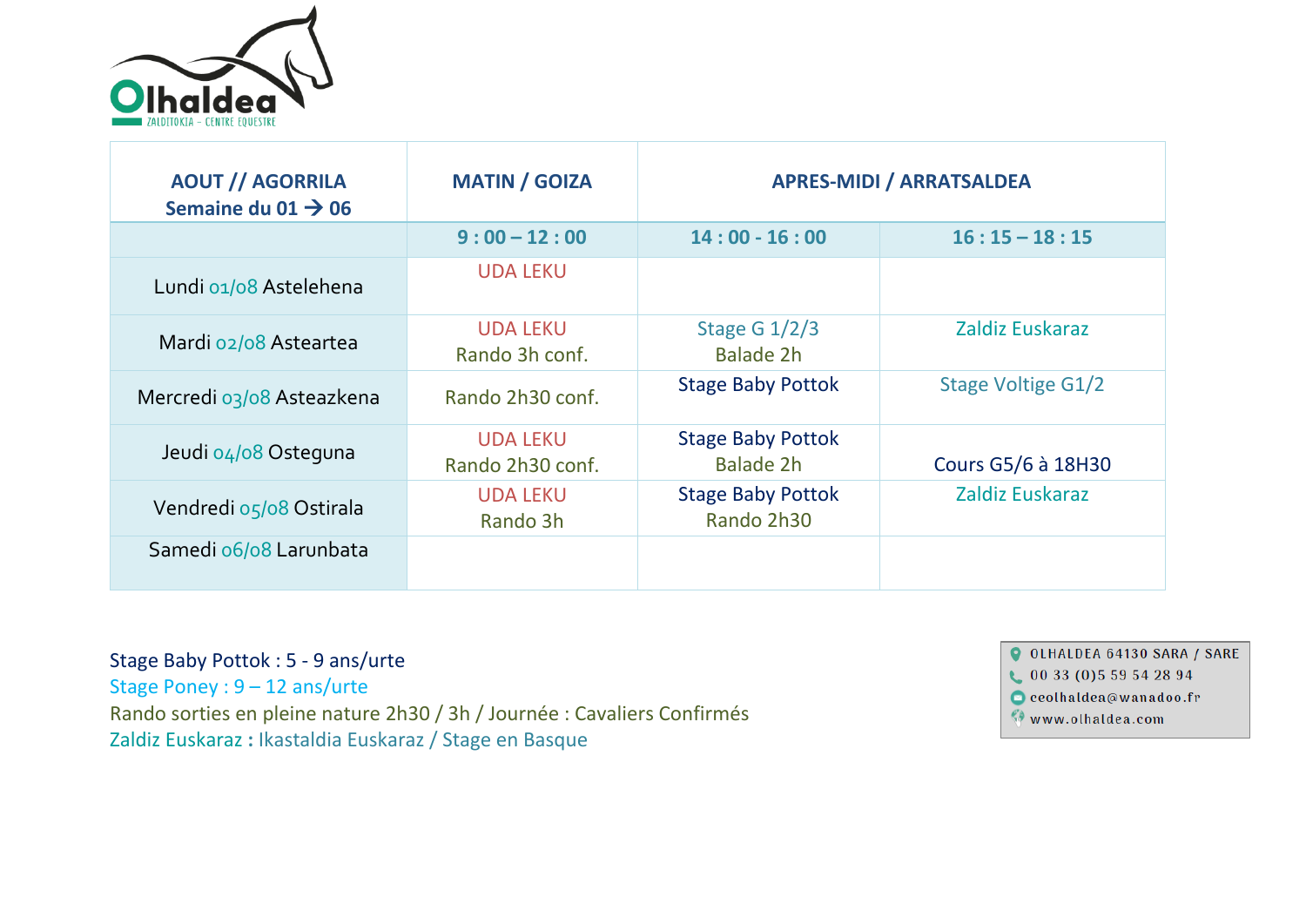Olhaldea
ZALDITOKIA – CENTRE EQUESTRE

| AOUT // AGORRILA Semaine du 01 → 06 | MATIN / GOIZA | APRES-MIDI / ARRATSALDEA | |
|---|---|---|---|
| | 9 : 00 – 12 : 00 | 14 : 00 - 16 : 00 | 16 : 15 – 18 : 15 |
| Lundi 01/08 Astelehena | UDA LEKU | | |
| Mardi 02/08 Asteartea | UDA LEKU<br>Rando 3h conf. | Stage G 1/2/3<br>Balade 2h | Zaldiz Euskaraz |
| Mercredi 03/08 Asteazkena | Rando 2h30 conf. | Stage Baby Pottok | Stage Voltige G1/2 |
| Jeudi 04/08 Osteguna | UDA LEKU<br>Rando 2h30 conf. | Stage Baby Pottok<br>Balade 2h | Cours G5/6 à 18H30 |
| Vendredi 05/08 Ostirala | UDA LEKU<br>Rando 3h | Stage Baby Pottok<br>Rando 2h30 | Zaldiz Euskaraz |
| Samedi 06/08 Larunbata | | | |

Stage Baby Pottok : 5 - 9 ans/urte
Stage Poney : 9 – 12 ans/urte
Rando sorties en pleine nature 2h30 / 3h / Journée : Cavaliers Confirmés
Zaldiz Euskaraz : Ikastaldia Euskaraz / Stage en Basque

OLHALDEA 64130 SARA / SARE
00 33 (0)5 59 54 28 94
ceolhaldea@wanadoo.fr
www.olhaldea.com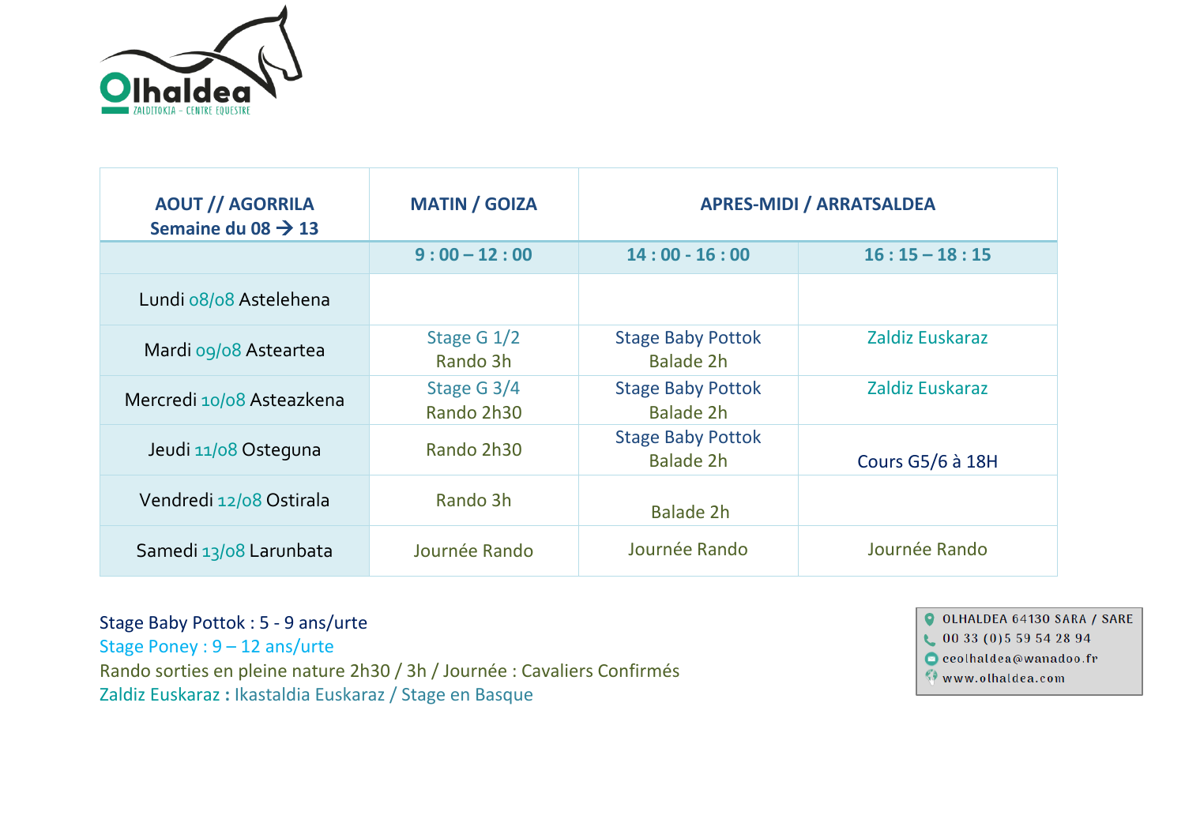Olhaldea
ZALDITOKIA – CENTRE EQUESTRE

| AOUT // AGORRILA Semaine du 08 → 13 | MATIN / GOIZA | APRES-MIDI / ARRATSALDEA | |
|---|---|---|---|
| | 9 : 00 – 12 : 00 | 14 : 00 - 16 : 00 | 16 : 15 – 18 : 15 |
| Lundi 08/08 Astelehena | | | |
| Mardi 09/08 Asteartea | Stage G 1/2 Rando 3h | Stage Baby Pottok Balade 2h | Zaldiz Euskaraz |
| Mercredi 10/08 Asteazkena | Stage G 3/4 Rando 2h30 | Stage Baby Pottok Balade 2h | Zaldiz Euskaraz |
| Jeudi 11/08 Osteguna | Rando 2h30 | Stage Baby Pottok Balade 2h | Cours G5/6 à 18H |
| Vendredi 12/08 Ostirala | Rando 3h | Balade 2h | |
| Samedi 13/08 Larunbata | Journée Rando | Journée Rando | Journée Rando |

Stage Baby Pottok : 5 - 9 ans/urte
Stage Poney : 9 – 12 ans/urte
Rando sorties en pleine nature 2h30 / 3h / Journée : Cavaliers Confirmés
Zaldiz Euskaraz : Ikastaldia Euskaraz / Stage en Basque

OLHALDEA 64130 SARA / SARE
00 33 (0)5 59 54 28 94
ceolhaldea@wanadoo.fr
www.olhaldea.com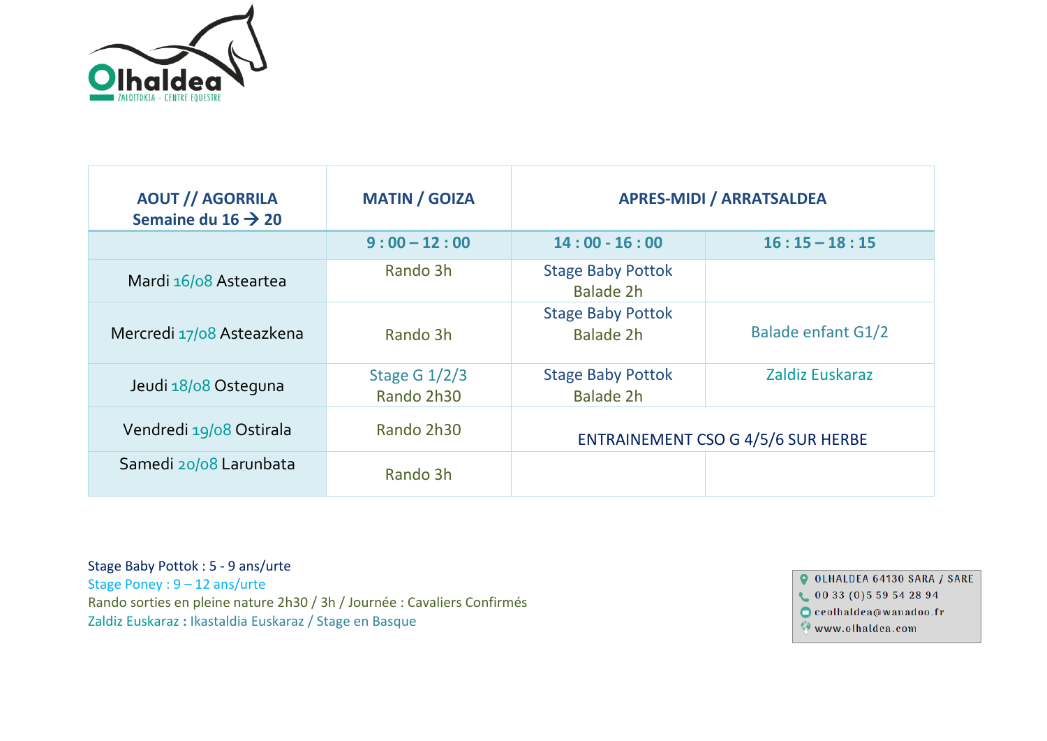Olhaldea

ZALDITOKIA – CENTRE EQUESTRE

| AOUT // AGORRILA Semaine du 16 → 20 | MATIN / GOIZA | APRES-MIDI / ARRATSALDEA | |
|---|---|---|---|
| | 9 : 00 – 12 : 00 | 14 : 00 - 16 : 00 | 16 : 15 – 18 : 15 |
| Mardi 16/08 Asteartea | Rando 3h | Stage Baby Pottok Balade 2h | |
| Mercredi 17/08 Asteazkena | Rando 3h | Stage Baby Pottok Balade 2h | Balade enfant G1/2 |
| Jeudi 18/08 Osteguna | Stage G 1/2/3 Rando 2h30 | Stage Baby Pottok Balade 2h | Zaldiz Euskaraz |
| Vendredi 19/08 Ostirala | Rando 2h30 | ENTRAINEMENT CSO G 4/5/6 SUR HERBE | |
| Samedi 20/08 Larunbata | Rando 3h | | |

Stage Baby Pottok : 5 - 9 ans/urte

Stage Poney : 9 – 12 ans/urte

Rando sorties en pleine nature 2h30 / 3h / Journée : Cavaliers Confirmés

Zaldiz Euskaraz : Ikastaldia Euskaraz / Stage en Basque

OLHALDEA 64130 SARA / SARE
00 33 (0)5 59 54 28 94
ceolhaldea@wanadoo.fr
www.olhaldea.com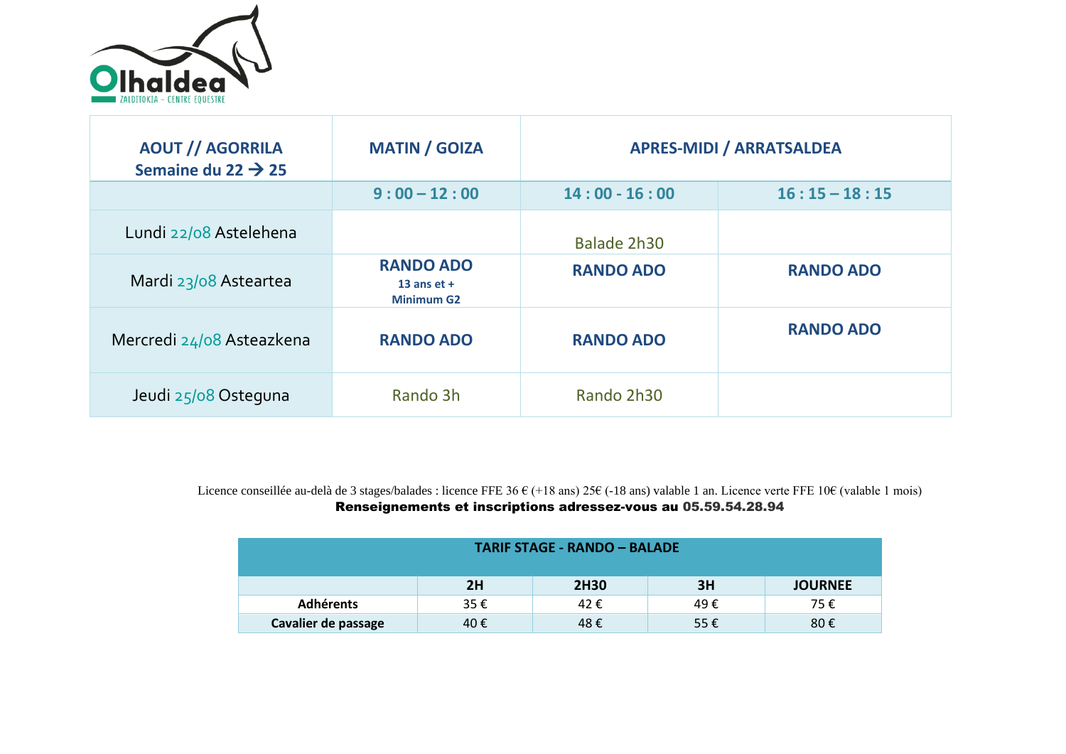Olhaldea
ZALDITOKIA – CENTRE EQUESTRE

| AOUT // AGORRILA Semaine du 22 → 25 | MATIN / GOIZA | APRES-MIDI / ARRATSALDEA | |
|---|---|---|---|
| | 9 : 00 – 12 : 00 | 14 : 00 - 16 : 00 | 16 : 15 – 18 : 15 |
| Lundi 22/08 Astelehena | | Balade 2h30 | |
| Mardi 23/08 Asteartea | **RANDO ADO** **13 ans et + Minimum G2** | **RANDO ADO** | **RANDO ADO** |
| Mercredi 24/08 Asteazkena | **RANDO ADO** | **RANDO ADO** | **RANDO ADO** |
| Jeudi 25/08 Osteguna | Rando 3h | Rando 2h30 | |

Licence conseillée au-delà de 3 stages/balades : licence FFE 36 € (+18 ans) 25€ (-18 ans) valable 1 an. Licence verte FFE 10€ (valable 1 mois)

**Renseignements et inscriptions adressez-vous au 05.59.54.28.94**

| TARIF STAGE - RANDO – BALADE | | | | |
|---|---|---|---|---|
| | **2H** | **2H30** | **3H** | **JOURNEE** |
| **Adhérents** | 35 € | 42 € | 49 € | 75 € |
| **Cavalier de passage** | 40 € | 48 € | 55 € | 80 € |